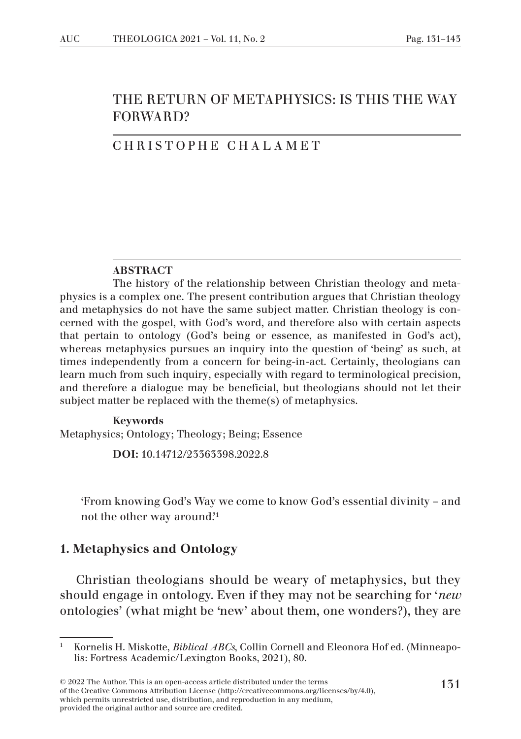# THE RETURN OF METAPHYSICS: IS THIS THE WAY FORWARD?

CHRISTOPHE CHALAMET

**ABSTRACT**

The history of the relationship between Christian theology and metaphysics is a complex one. The present contribution argues that Christian theology and metaphysics do not have the same subject matter. Christian theology is concerned with the gospel, with God's word, and therefore also with certain aspects that pertain to ontology (God's being or essence, as manifested in God's act), whereas metaphysics pursues an inquiry into the question of 'being' as such, at times independently from a concern for being-in-act. Certainly, theologians can learn much from such inquiry, especially with regard to terminological precision, and therefore a dialogue may be beneficial, but theologians should not let their subject matter be replaced with the theme(s) of metaphysics.

**Keywords**

Metaphysics; Ontology; Theology; Being; Essence

**DOI:** 10.14712/23363398.2022.8

> 'From knowing God's Way we come to know God's essential divinity – and not the other way around.'[1]

## 1. Metaphysics and Ontology

Christian theologians should be weary of metaphysics, but they should engage in ontology. Even if they may not be searching for '*new* ontologies' (what might be 'new' about them, one wonders?), they are

[1] Kornelis H. Miskotte, *Biblical ABCs*, Collin Cornell and Eleonora Hof ed. (Minneapolis: Fortress Academic/Lexington Books, 2021), 80.

© 2022 The Author. This is an open-access article distributed under the terms of the Creative Commons Attribution License (http://creativecommons.org/licenses/by/4.0), which permits unrestricted use, distribution, and reproduction in any medium, provided the original author and source are credited.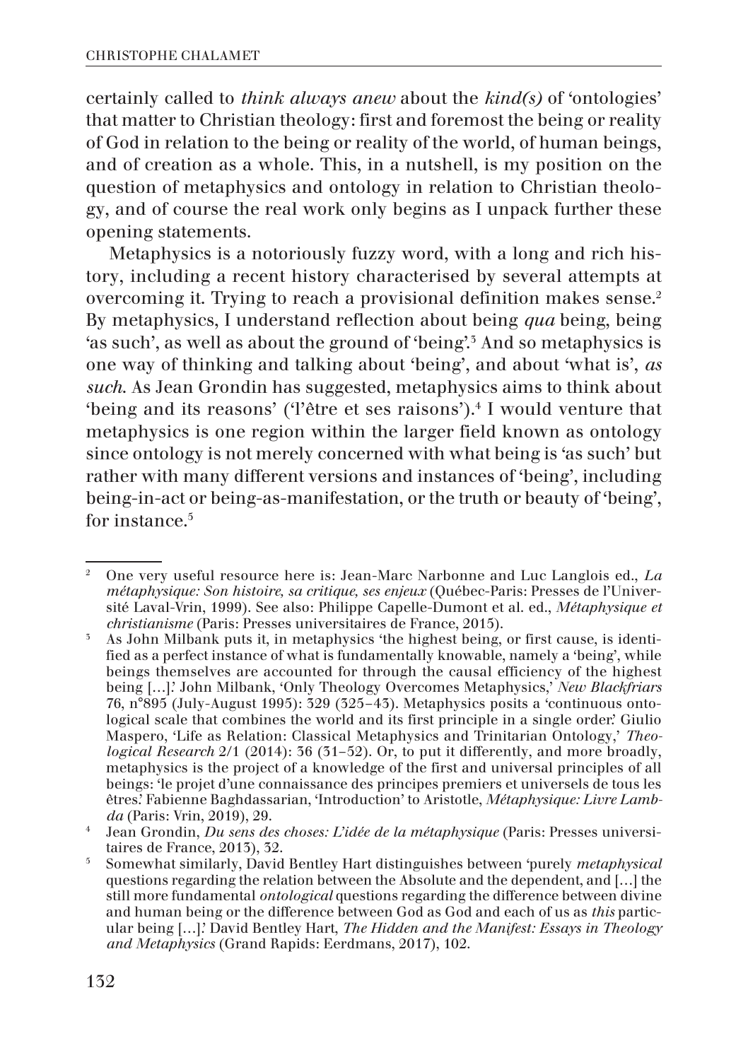certainly called to *think always anew* about the *kind(s)* of 'ontologies' that matter to Christian theology: first and foremost the being or reality of God in relation to the being or reality of the world, of human beings, and of creation as a whole. This, in a nutshell, is my position on the question of metaphysics and ontology in relation to Christian theology, and of course the real work only begins as I unpack further these opening statements.

Metaphysics is a notoriously fuzzy word, with a long and rich history, including a recent history characterised by several attempts at overcoming it. Trying to reach a provisional definition makes sense.[2] By metaphysics, I understand reflection about being *qua* being, being 'as such', as well as about the ground of 'being'.[3] And so metaphysics is one way of thinking and talking about 'being', and about 'what is', *as such*. As Jean Grondin has suggested, metaphysics aims to think about 'being and its reasons' ('l'être et ses raisons').[4] I would venture that metaphysics is one region within the larger field known as ontology since ontology is not merely concerned with what being is 'as such' but rather with many different versions and instances of 'being', including being-in-act or being-as-manifestation, or the truth or beauty of 'being', for instance.[5]

---

[2] One very useful resource here is: Jean-Marc Narbonne and Luc Langlois ed., *La métaphysique: Son histoire, sa critique, ses enjeux* (Québec-Paris: Presses de l'Université Laval-Vrin, 1999). See also: Philippe Capelle-Dumont et al. ed., *Métaphysique et christianisme* (Paris: Presses universitaires de France, 2015).

[3] As John Milbank puts it, in metaphysics 'the highest being, or first cause, is identified as a perfect instance of what is fundamentally knowable, namely a 'being', while beings themselves are accounted for through the causal efficiency of the highest being […].' John Milbank, 'Only Theology Overcomes Metaphysics,' *New Blackfriars* 76, n°895 (July-August 1995): 329 (325–43). Metaphysics posits a 'continuous ontological scale that combines the world and its first principle in a single order.' Giulio Maspero, 'Life as Relation: Classical Metaphysics and Trinitarian Ontology,' *Theological Research* 2/1 (2014): 36 (31–52). Or, to put it differently, and more broadly, metaphysics is the project of a knowledge of the first and universal principles of all beings: 'le projet d'une connaissance des principes premiers et universels de tous les êtres.' Fabienne Baghdassarian, 'Introduction' to Aristotle, *Métaphysique: Livre Lambda* (Paris: Vrin, 2019), 29.

[4] Jean Grondin, *Du sens des choses: L'idée de la métaphysique* (Paris: Presses universitaires de France, 2013), 32.

[5] Somewhat similarly, David Bentley Hart distinguishes between 'purely *metaphysical* questions regarding the relation between the Absolute and the dependent, and […] the still more fundamental *ontological* questions regarding the difference between divine and human being or the difference between God as God and each of us as *this* particular being […].' David Bentley Hart, *The Hidden and the Manifest: Essays in Theology and Metaphysics* (Grand Rapids: Eerdmans, 2017), 102.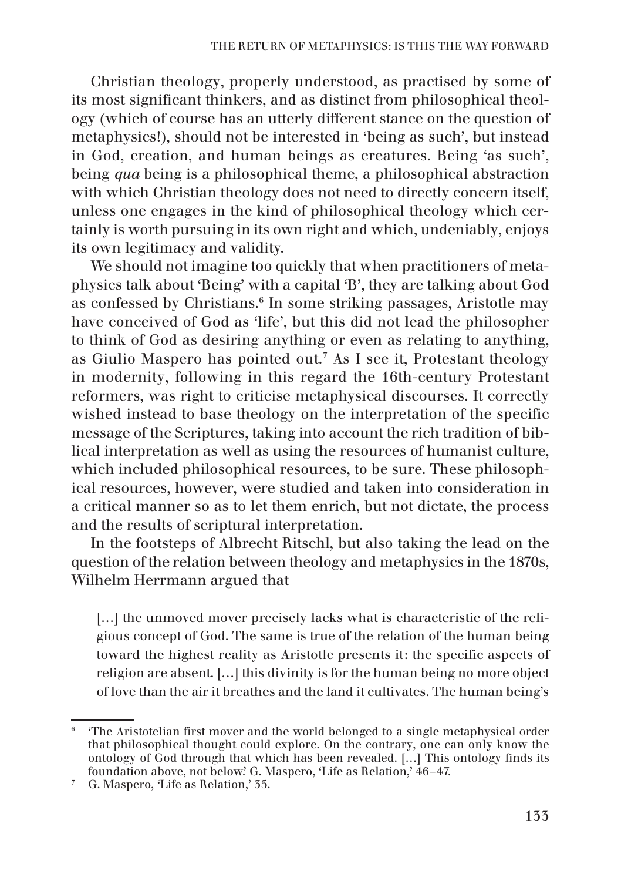Christian theology, properly understood, as practised by some of its most significant thinkers, and as distinct from philosophical theology (which of course has an utterly different stance on the question of metaphysics!), should not be interested in 'being as such', but instead in God, creation, and human beings as creatures. Being 'as such', being *qua* being is a philosophical theme, a philosophical abstraction with which Christian theology does not need to directly concern itself, unless one engages in the kind of philosophical theology which certainly is worth pursuing in its own right and which, undeniably, enjoys its own legitimacy and validity.

We should not imagine too quickly that when practitioners of metaphysics talk about 'Being' with a capital 'B', they are talking about God as confessed by Christians.[6] In some striking passages, Aristotle may have conceived of God as 'life', but this did not lead the philosopher to think of God as desiring anything or even as relating to anything, as Giulio Maspero has pointed out.[7] As I see it, Protestant theology in modernity, following in this regard the 16th-century Protestant reformers, was right to criticise metaphysical discourses. It correctly wished instead to base theology on the interpretation of the specific message of the Scriptures, taking into account the rich tradition of biblical interpretation as well as using the resources of humanist culture, which included philosophical resources, to be sure. These philosophical resources, however, were studied and taken into consideration in a critical manner so as to let them enrich, but not dictate, the process and the results of scriptural interpretation.

In the footsteps of Albrecht Ritschl, but also taking the lead on the question of the relation between theology and metaphysics in the 1870s, Wilhelm Herrmann argued that

> […] the unmoved mover precisely lacks what is characteristic of the religious concept of God. The same is true of the relation of the human being toward the highest reality as Aristotle presents it: the specific aspects of religion are absent. […] this divinity is for the human being no more object of love than the air it breathes and the land it cultivates. The human being's

---

[6] 'The Aristotelian first mover and the world belonged to a single metaphysical order that philosophical thought could explore. On the contrary, one can only know the ontology of God through that which has been revealed. […] This ontology finds its foundation above, not below.' G. Maspero, 'Life as Relation,' 46–47.

[7] G. Maspero, 'Life as Relation,' 35.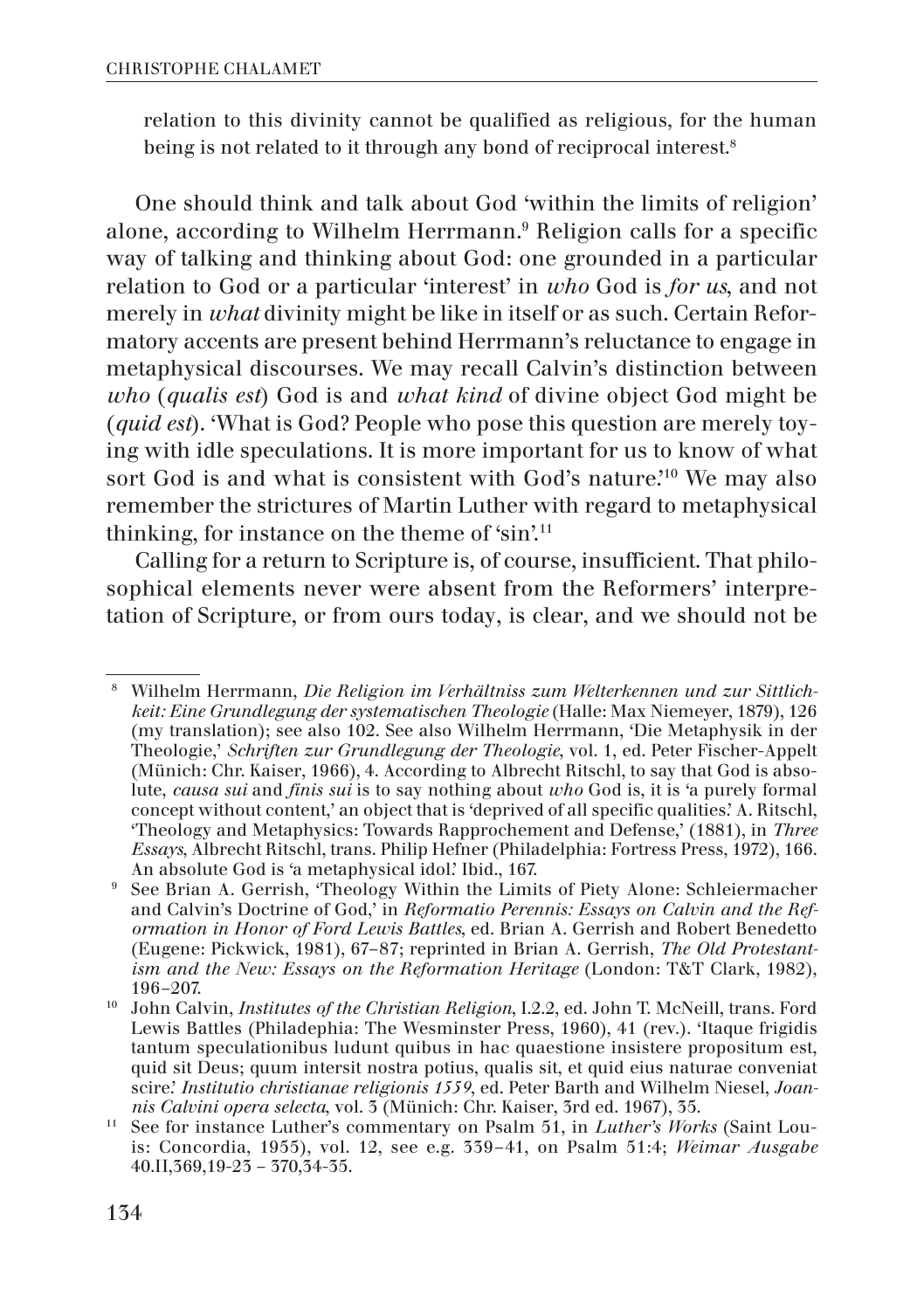relation to this divinity cannot be qualified as religious, for the human being is not related to it through any bond of reciprocal interest.[8]

One should think and talk about God 'within the limits of religion' alone, according to Wilhelm Herrmann.[9] Religion calls for a specific way of talking and thinking about God: one grounded in a particular relation to God or a particular 'interest' in *who* God is *for us*, and not merely in *what* divinity might be like in itself or as such. Certain Reformatory accents are present behind Herrmann's reluctance to engage in metaphysical discourses. We may recall Calvin's distinction between *who* (*qualis est*) God is and *what kind* of divine object God might be (*quid est*). 'What is God? People who pose this question are merely toying with idle speculations. It is more important for us to know of what sort God is and what is consistent with God's nature.'[10] We may also remember the strictures of Martin Luther with regard to metaphysical thinking, for instance on the theme of 'sin'.[11]

Calling for a return to Scripture is, of course, insufficient. That philosophical elements never were absent from the Reformers' interpretation of Scripture, or from ours today, is clear, and we should not be

---

[8] Wilhelm Herrmann, *Die Religion im Verhältniss zum Welterkennen und zur Sittlichkeit: Eine Grundlegung der systematischen Theologie* (Halle: Max Niemeyer, 1879), 126 (my translation); see also 102. See also Wilhelm Herrmann, 'Die Metaphysik in der Theologie,' *Schriften zur Grundlegung der Theologie*, vol. 1, ed. Peter Fischer-Appelt (Münich: Chr. Kaiser, 1966), 4. According to Albrecht Ritschl, to say that God is absolute, *causa sui* and *finis sui* is to say nothing about *who* God is, it is 'a purely formal concept without content,' an object that is 'deprived of all specific qualities.' A. Ritschl, 'Theology and Metaphysics: Towards Rapprochement and Defense,' (1881), in *Three Essays*, Albrecht Ritschl, trans. Philip Hefner (Philadelphia: Fortress Press, 1972), 166. An absolute God is 'a metaphysical idol.' Ibid., 167.

[9] See Brian A. Gerrish, 'Theology Within the Limits of Piety Alone: Schleiermacher and Calvin's Doctrine of God,' in *Reformatio Perennis: Essays on Calvin and the Reformation in Honor of Ford Lewis Battles*, ed. Brian A. Gerrish and Robert Benedetto (Eugene: Pickwick, 1981), 67–87; reprinted in Brian A. Gerrish, *The Old Protestantism and the New: Essays on the Reformation Heritage* (London: T&T Clark, 1982), 196–207.

[10] John Calvin, *Institutes of the Christian Religion*, I.2.2, ed. John T. McNeill, trans. Ford Lewis Battles (Philadephia: The Wesminster Press, 1960), 41 (rev.). 'Itaque frigidis tantum speculationibus ludunt quibus in hac quaestione insistere propositum est, quid sit Deus; quum intersit nostra potius, qualis sit, et quid eius naturae conveniat scire.' *Institutio christianae religionis 1559*, ed. Peter Barth and Wilhelm Niesel, *Joannis Calvini opera selecta*, vol. 3 (Münich: Chr. Kaiser, 3rd ed. 1967), 35.

[11] See for instance Luther's commentary on Psalm 51, in *Luther's Works* (Saint Louis: Concordia, 1955), vol. 12, see e.g. 339–41, on Psalm 51:4; *Weimar Ausgabe* 40.II,369,19-23 – 370,34-35.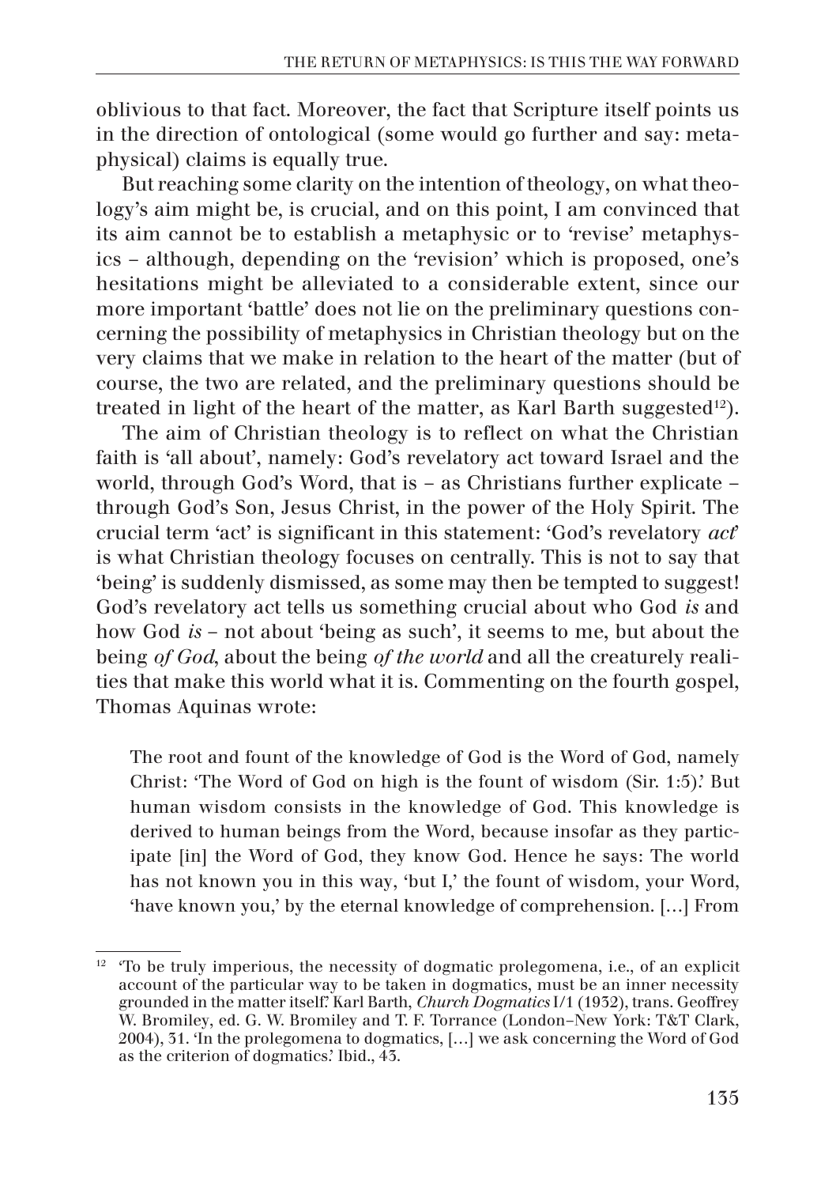oblivious to that fact. Moreover, the fact that Scripture itself points us in the direction of ontological (some would go further and say: metaphysical) claims is equally true.

But reaching some clarity on the intention of theology, on what theology's aim might be, is crucial, and on this point, I am convinced that its aim cannot be to establish a metaphysic or to 'revise' metaphysics – although, depending on the 'revision' which is proposed, one's hesitations might be alleviated to a considerable extent, since our more important 'battle' does not lie on the preliminary questions concerning the possibility of metaphysics in Christian theology but on the very claims that we make in relation to the heart of the matter (but of course, the two are related, and the preliminary questions should be treated in light of the heart of the matter, as Karl Barth suggested[12]).

The aim of Christian theology is to reflect on what the Christian faith is 'all about', namely: God's revelatory act toward Israel and the world, through God's Word, that is – as Christians further explicate – through God's Son, Jesus Christ, in the power of the Holy Spirit. The crucial term 'act' is significant in this statement: 'God's revelatory *act*' is what Christian theology focuses on centrally. This is not to say that 'being' is suddenly dismissed, as some may then be tempted to suggest! God's revelatory act tells us something crucial about who God *is* and how God *is* – not about 'being as such', it seems to me, but about the being *of God*, about the being *of the world* and all the creaturely realities that make this world what it is. Commenting on the fourth gospel, Thomas Aquinas wrote:

> The root and fount of the knowledge of God is the Word of God, namely Christ: 'The Word of God on high is the fount of wisdom (Sir. 1:5).' But human wisdom consists in the knowledge of God. This knowledge is derived to human beings from the Word, because insofar as they participate [in] the Word of God, they know God. Hence he says: The world has not known you in this way, 'but I,' the fount of wisdom, your Word, 'have known you,' by the eternal knowledge of comprehension. […] From

---

[12] 'To be truly imperious, the necessity of dogmatic prolegomena, i.e., of an explicit account of the particular way to be taken in dogmatics, must be an inner necessity grounded in the matter itself.' Karl Barth, *Church Dogmatics* I/1 (1932), trans. Geoffrey W. Bromiley, ed. G. W. Bromiley and T. F. Torrance (London–New York: T&T Clark, 2004), 31. 'In the prolegomena to dogmatics, […] we ask concerning the Word of God as the criterion of dogmatics.' Ibid., 43.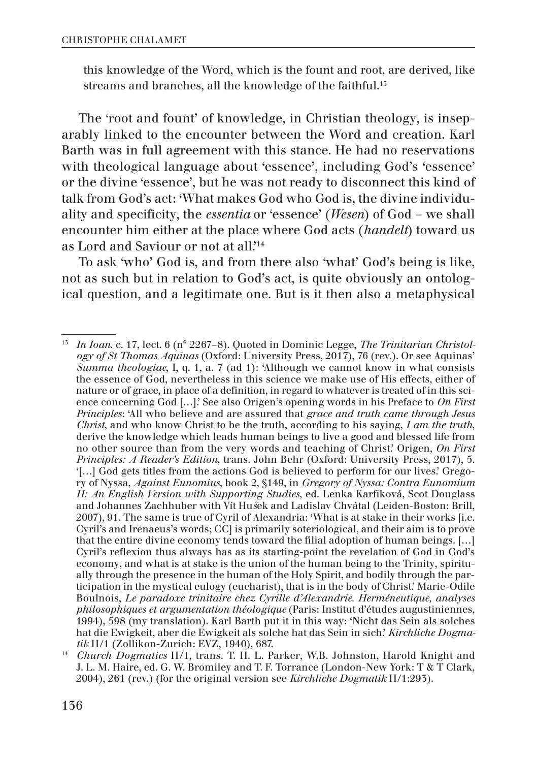this knowledge of the Word, which is the fount and root, are derived, like streams and branches, all the knowledge of the faithful.[13]

The 'root and fount' of knowledge, in Christian theology, is inseparably linked to the encounter between the Word and creation. Karl Barth was in full agreement with this stance. He had no reservations with theological language about 'essence', including God's 'essence' or the divine 'essence', but he was not ready to disconnect this kind of talk from God's act: 'What makes God who God is, the divine individuality and specificity, the *essentia* or 'essence' (*Wesen*) of God – we shall encounter him either at the place where God acts (*handelt*) toward us as Lord and Saviour or not at all.'[14]

To ask 'who' God is, and from there also 'what' God's being is like, not as such but in relation to God's act, is quite obviously an ontological question, and a legitimate one. But is it then also a metaphysical

---

[13] *In Ioan.* c. 17, lect. 6 (n° 2267–8). Quoted in Dominic Legge, *The Trinitarian Christology of St Thomas Aquinas* (Oxford: University Press, 2017), 76 (rev.). Or see Aquinas' *Summa theologiae*, I, q. 1, a. 7 (ad 1): 'Although we cannot know in what consists the essence of God, nevertheless in this science we make use of His effects, either of nature or of grace, in place of a definition, in regard to whatever is treated of in this science concerning God […].' See also Origen's opening words in his Preface to *On First Principles*: 'All who believe and are assured that *grace and truth came through Jesus Christ*, and who know Christ to be the truth, according to his saying, *I am the truth*, derive the knowledge which leads human beings to live a good and blessed life from no other source than from the very words and teaching of Christ.' Origen, *On First Principles: A Reader's Edition*, trans. John Behr (Oxford: University Press, 2017), 5. '[…] God gets titles from the actions God is believed to perform for our lives.' Gregory of Nyssa, *Against Eunomius*, book 2, §149, in *Gregory of Nyssa: Contra Eunomium II: An English Version with Supporting Studies*, ed. Lenka Karfíková, Scot Douglass and Johannes Zachhuber with Vít Hušek and Ladislav Chvátal (Leiden-Boston: Brill, 2007), 91. The same is true of Cyril of Alexandria: 'What is at stake in their works [i.e. Cyril's and Irenaeus's words; CC] is primarily soteriological, and their aim is to prove that the entire divine economy tends toward the filial adoption of human beings. […] Cyril's reflexion thus always has as its starting-point the revelation of God in God's economy, and what is at stake is the union of the human being to the Trinity, spiritually through the presence in the human of the Holy Spirit, and bodily through the participation in the mystical eulogy (eucharist), that is in the body of Christ.' Marie-Odile Boulnois, *Le paradoxe trinitaire chez Cyrille d'Alexandrie. Herméneutique, analyses philosophiques et argumentation théologique* (Paris: Institut d'études augustiniennes, 1994), 598 (my translation). Karl Barth put it in this way: 'Nicht das Sein als solches hat die Ewigkeit, aber die Ewigkeit als solche hat das Sein in sich.' *Kirchliche Dogmatik* II/1 (Zollikon-Zurich: EVZ, 1940), 687.

[14] *Church Dogmatics* II/1, trans. T. H. L. Parker, W.B. Johnston, Harold Knight and J. L. M. Haire, ed. G. W. Bromiley and T. F. Torrance (London-New York: T & T Clark, 2004), 261 (rev.) (for the original version see *Kirchliche Dogmatik* II/1:293).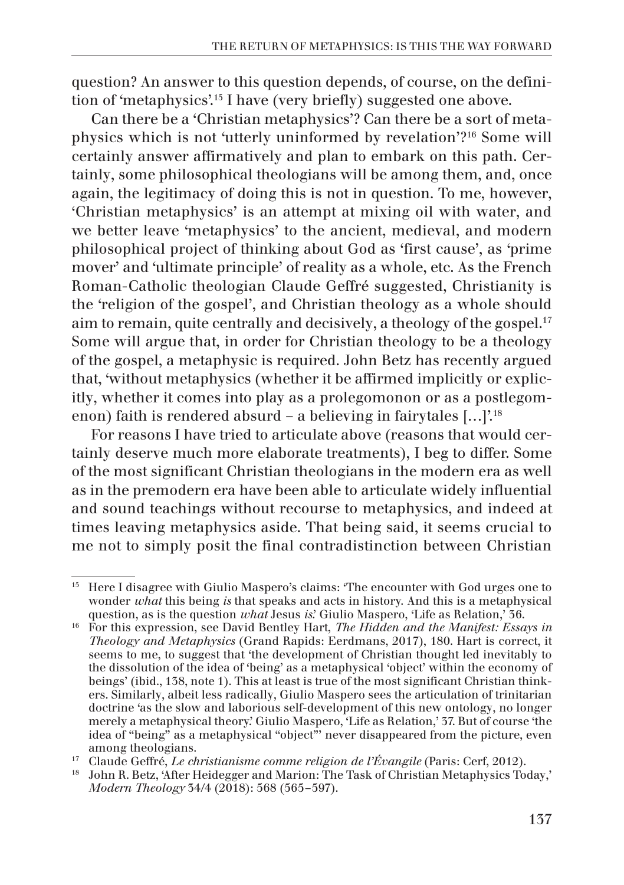question? An answer to this question depends, of course, on the definition of 'metaphysics'.[15] I have (very briefly) suggested one above.

Can there be a 'Christian metaphysics'? Can there be a sort of metaphysics which is not 'utterly uninformed by revelation'?[16] Some will certainly answer affirmatively and plan to embark on this path. Certainly, some philosophical theologians will be among them, and, once again, the legitimacy of doing this is not in question. To me, however, 'Christian metaphysics' is an attempt at mixing oil with water, and we better leave 'metaphysics' to the ancient, medieval, and modern philosophical project of thinking about God as 'first cause', as 'prime mover' and 'ultimate principle' of reality as a whole, etc. As the French Roman-Catholic theologian Claude Geffré suggested, Christianity is the 'religion of the gospel', and Christian theology as a whole should aim to remain, quite centrally and decisively, a theology of the gospel.[17] Some will argue that, in order for Christian theology to be a theology of the gospel, a metaphysic is required. John Betz has recently argued that, 'without metaphysics (whether it be affirmed implicitly or explicitly, whether it comes into play as a prolegomonon or as a postlegomenon) faith is rendered absurd – a believing in fairytales […]'.[18]

For reasons I have tried to articulate above (reasons that would certainly deserve much more elaborate treatments), I beg to differ. Some of the most significant Christian theologians in the modern era as well as in the premodern era have been able to articulate widely influential and sound teachings without recourse to metaphysics, and indeed at times leaving metaphysics aside. That being said, it seems crucial to me not to simply posit the final contradistinction between Christian

---

[15] Here I disagree with Giulio Maspero's claims: 'The encounter with God urges one to wonder *what* this being *is* that speaks and acts in history. And this is a metaphysical question, as is the question *what* Jesus *is*.' Giulio Maspero, 'Life as Relation,' 36.

[16] For this expression, see David Bentley Hart, *The Hidden and the Manifest: Essays in Theology and Metaphysics* (Grand Rapids: Eerdmans, 2017), 180. Hart is correct, it seems to me, to suggest that 'the development of Christian thought led inevitably to the dissolution of the idea of 'being' as a metaphysical 'object' within the economy of beings' (ibid., 138, note 1). This at least is true of the most significant Christian thinkers. Similarly, albeit less radically, Giulio Maspero sees the articulation of trinitarian doctrine 'as the slow and laborious self-development of this new ontology, no longer merely a metaphysical theory.' Giulio Maspero, 'Life as Relation,' 37. But of course 'the idea of "being" as a metaphysical "object"' never disappeared from the picture, even among theologians.

[17] Claude Geffré, *Le christianisme comme religion de l'Évangile* (Paris: Cerf, 2012).

[18] John R. Betz, 'After Heidegger and Marion: The Task of Christian Metaphysics Today,' *Modern Theology* 34/4 (2018): 568 (565–597).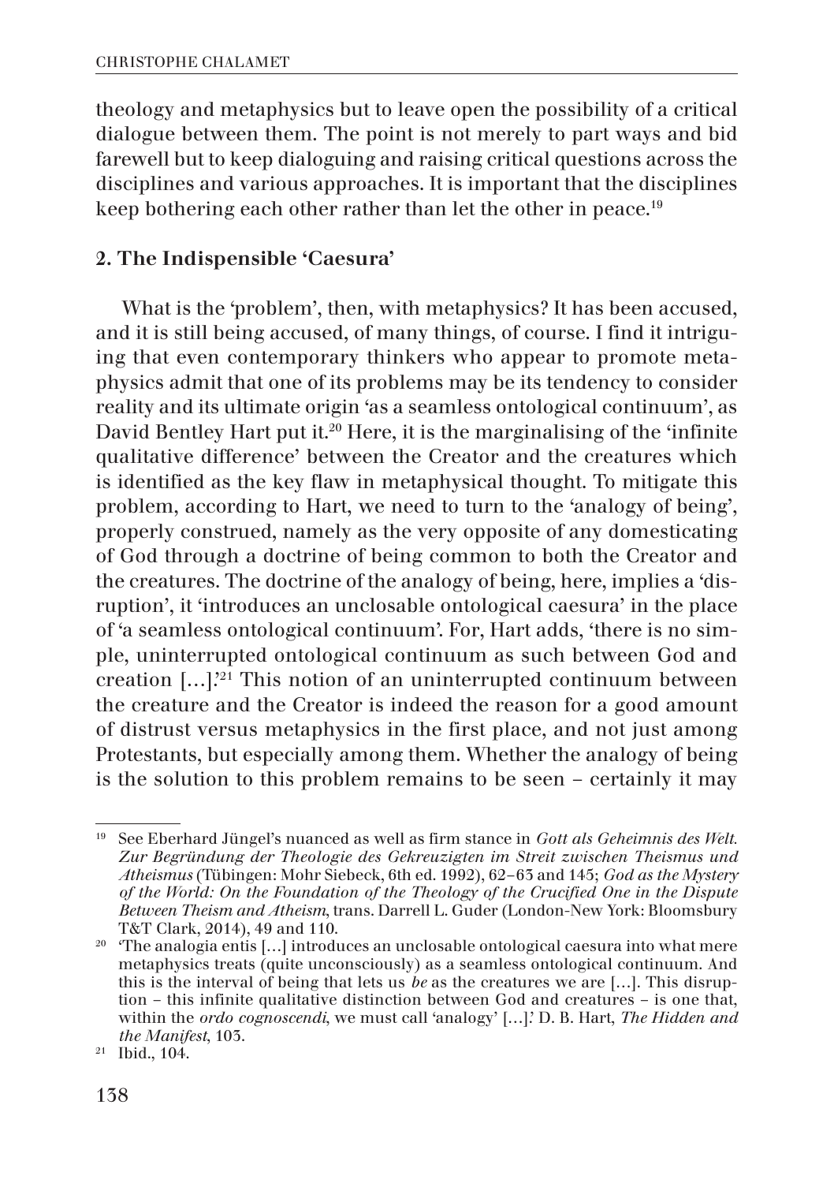theology and metaphysics but to leave open the possibility of a critical dialogue between them. The point is not merely to part ways and bid farewell but to keep dialoguing and raising critical questions across the disciplines and various approaches. It is important that the disciplines keep bothering each other rather than let the other in peace.[19]

## 2. The Indispensible 'Caesura'

What is the 'problem', then, with metaphysics? It has been accused, and it is still being accused, of many things, of course. I find it intriguing that even contemporary thinkers who appear to promote metaphysics admit that one of its problems may be its tendency to consider reality and its ultimate origin 'as a seamless ontological continuum', as David Bentley Hart put it.[20] Here, it is the marginalising of the 'infinite qualitative difference' between the Creator and the creatures which is identified as the key flaw in metaphysical thought. To mitigate this problem, according to Hart, we need to turn to the 'analogy of being', properly construed, namely as the very opposite of any domesticating of God through a doctrine of being common to both the Creator and the creatures. The doctrine of the analogy of being, here, implies a 'disruption', it 'introduces an unclosable ontological caesura' in the place of 'a seamless ontological continuum'. For, Hart adds, 'there is no simple, uninterrupted ontological continuum as such between God and creation […]'.[21] This notion of an uninterrupted continuum between the creature and the Creator is indeed the reason for a good amount of distrust versus metaphysics in the first place, and not just among Protestants, but especially among them. Whether the analogy of being is the solution to this problem remains to be seen – certainly it may

---

[19] See Eberhard Jüngel's nuanced as well as firm stance in *Gott als Geheimnis des Welt. Zur Begründung der Theologie des Gekreuzigten im Streit zwischen Theismus und Atheismus* (Tübingen: Mohr Siebeck, 6th ed. 1992), 62–63 and 145; *God as the Mystery of the World: On the Foundation of the Theology of the Crucified One in the Dispute Between Theism and Atheism*, trans. Darrell L. Guder (London-New York: Bloomsbury T&T Clark, 2014), 49 and 110.

[20] 'The analogia entis […] introduces an unclosable ontological caesura into what mere metaphysics treats (quite unconsciously) as a seamless ontological continuum. And this is the interval of being that lets us *be* as the creatures we are […]. This disruption – this infinite qualitative distinction between God and creatures – is one that, within the *ordo cognoscendi*, we must call 'analogy' […].' D. B. Hart, *The Hidden and the Manifest*, 103.

[21] Ibid., 104.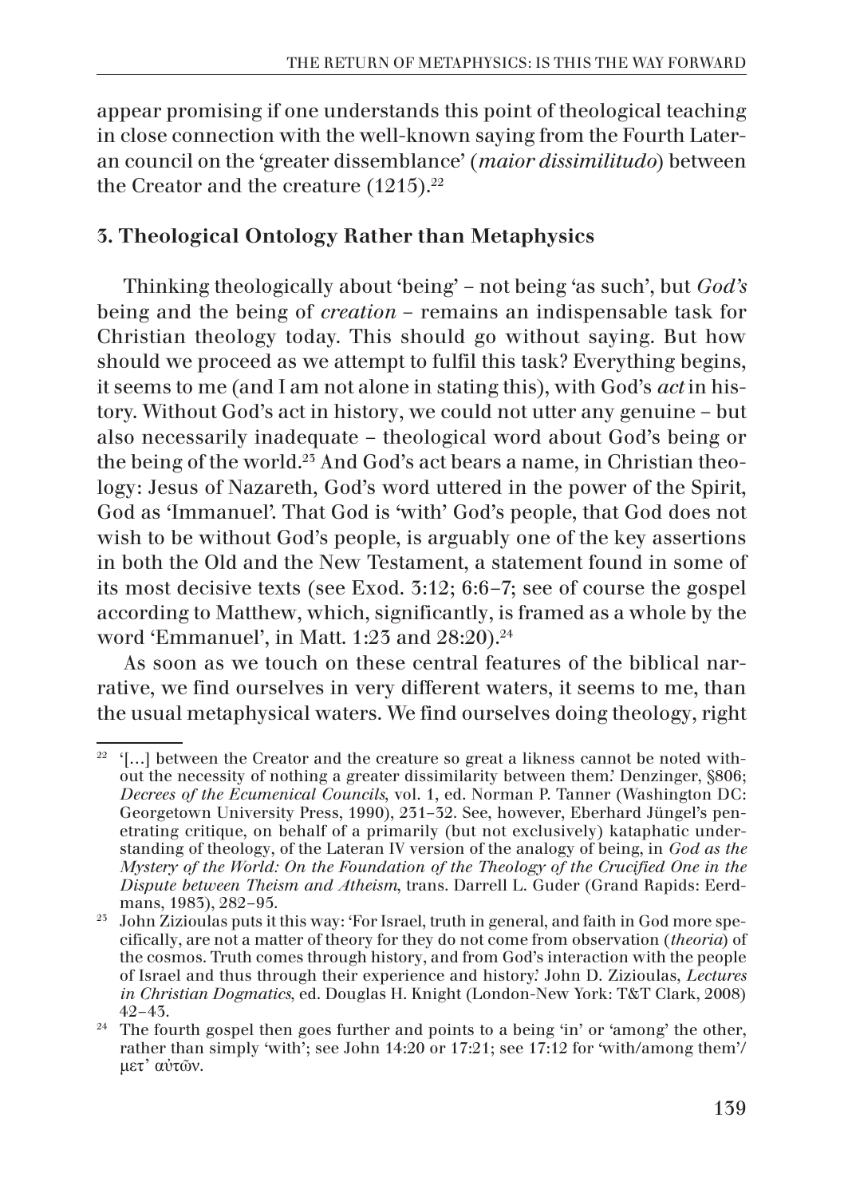appear promising if one understands this point of theological teaching in close connection with the well-known saying from the Fourth Lateran council on the 'greater dissemblance' (*maior dissimilitudo*) between the Creator and the creature (1215).[22]

## 3. Theological Ontology Rather than Metaphysics

Thinking theologically about 'being' – not being 'as such', but *God's* being and the being of *creation* – remains an indispensable task for Christian theology today. This should go without saying. But how should we proceed as we attempt to fulfil this task? Everything begins, it seems to me (and I am not alone in stating this), with God's *act* in history. Without God's act in history, we could not utter any genuine – but also necessarily inadequate – theological word about God's being or the being of the world.[23] And God's act bears a name, in Christian theology: Jesus of Nazareth, God's word uttered in the power of the Spirit, God as 'Immanuel'. That God is 'with' God's people, that God does not wish to be without God's people, is arguably one of the key assertions in both the Old and the New Testament, a statement found in some of its most decisive texts (see Exod. 3:12; 6:6–7; see of course the gospel according to Matthew, which, significantly, is framed as a whole by the word 'Emmanuel', in Matt. 1:23 and 28:20).[24]

As soon as we touch on these central features of the biblical narrative, we find ourselves in very different waters, it seems to me, than the usual metaphysical waters. We find ourselves doing theology, right

---

[22] '[…] between the Creator and the creature so great a likness cannot be noted without the necessity of nothing a greater dissimilarity between them.' Denzinger, §806; *Decrees of the Ecumenical Councils*, vol. 1, ed. Norman P. Tanner (Washington DC: Georgetown University Press, 1990), 231–32. See, however, Eberhard Jüngel's penetrating critique, on behalf of a primarily (but not exclusively) kataphatic understanding of theology, of the Lateran IV version of the analogy of being, in *God as the Mystery of the World: On the Foundation of the Theology of the Crucified One in the Dispute between Theism and Atheism*, trans. Darrell L. Guder (Grand Rapids: Eerdmans, 1983), 282–95.

[23] John Zizioulas puts it this way: 'For Israel, truth in general, and faith in God more specifically, are not a matter of theory for they do not come from observation (*theoria*) of the cosmos. Truth comes through history, and from God's interaction with the people of Israel and thus through their experience and history.' John D. Zizioulas, *Lectures in Christian Dogmatics*, ed. Douglas H. Knight (London-New York: T&T Clark, 2008) 42–43.

[24] The fourth gospel then goes further and points to a being 'in' or 'among' the other, rather than simply 'with'; see John 14:20 or 17:21; see 17:12 for 'with/among them'/ μετ' αὐτῶν.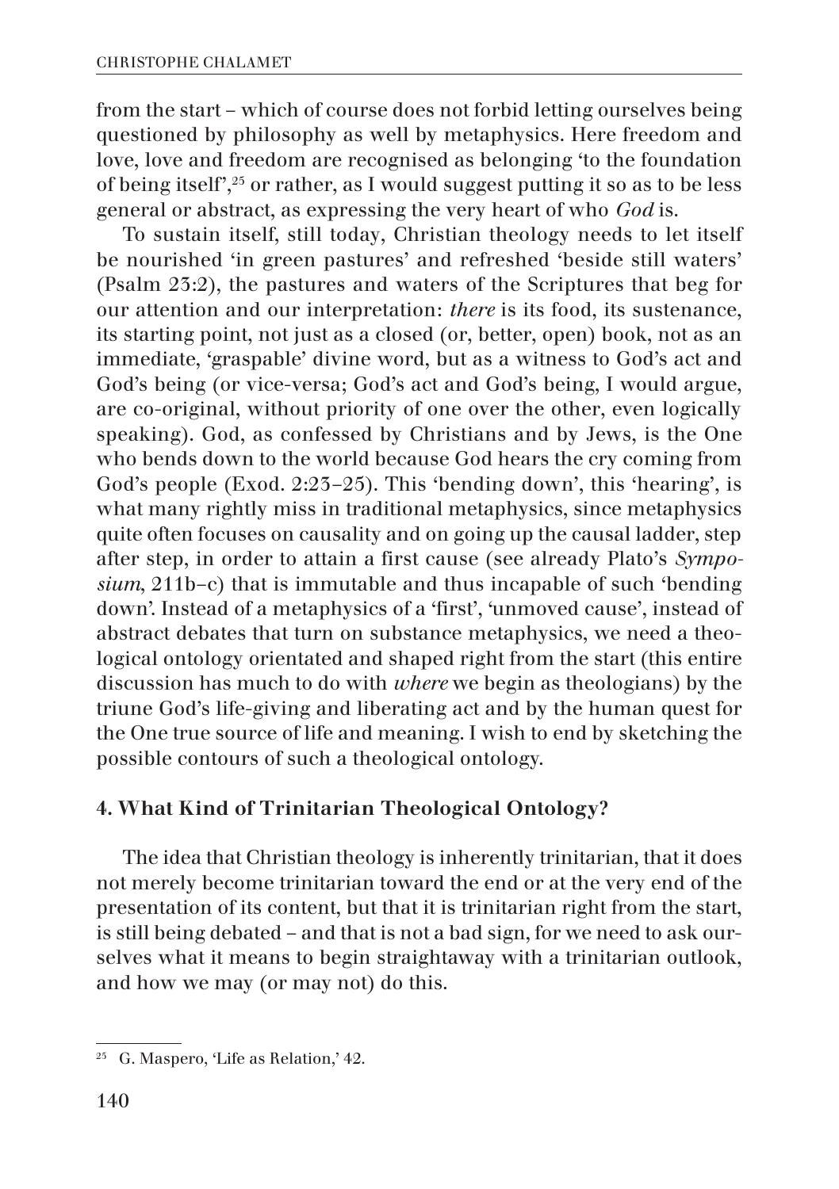from the start – which of course does not forbid letting ourselves being questioned by philosophy as well by metaphysics. Here freedom and love, love and freedom are recognised as belonging 'to the foundation of being itself',[25] or rather, as I would suggest putting it so as to be less general or abstract, as expressing the very heart of who *God* is.

To sustain itself, still today, Christian theology needs to let itself be nourished 'in green pastures' and refreshed 'beside still waters' (Psalm 23:2), the pastures and waters of the Scriptures that beg for our attention and our interpretation: *there* is its food, its sustenance, its starting point, not just as a closed (or, better, open) book, not as an immediate, 'graspable' divine word, but as a witness to God's act and God's being (or vice-versa; God's act and God's being, I would argue, are co-original, without priority of one over the other, even logically speaking). God, as confessed by Christians and by Jews, is the One who bends down to the world because God hears the cry coming from God's people (Exod. 2:23–25). This 'bending down', this 'hearing', is what many rightly miss in traditional metaphysics, since metaphysics quite often focuses on causality and on going up the causal ladder, step after step, in order to attain a first cause (see already Plato's *Symposium*, 211b–c) that is immutable and thus incapable of such 'bending down'. Instead of a metaphysics of a 'first', 'unmoved cause', instead of abstract debates that turn on substance metaphysics, we need a theological ontology orientated and shaped right from the start (this entire discussion has much to do with *where* we begin as theologians) by the triune God's life-giving and liberating act and by the human quest for the One true source of life and meaning. I wish to end by sketching the possible contours of such a theological ontology.

## 4. What Kind of Trinitarian Theological Ontology?

The idea that Christian theology is inherently trinitarian, that it does not merely become trinitarian toward the end or at the very end of the presentation of its content, but that it is trinitarian right from the start, is still being debated – and that is not a bad sign, for we need to ask ourselves what it means to begin straightaway with a trinitarian outlook, and how we may (or may not) do this.

---

[25] G. Maspero, 'Life as Relation,' 42.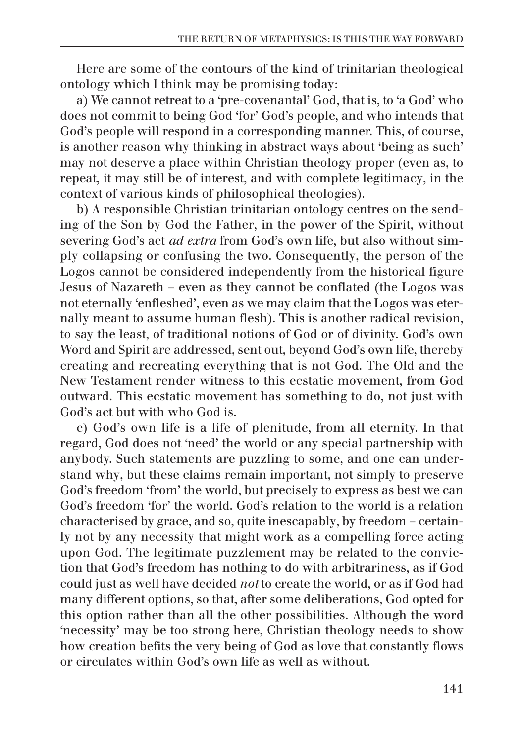Here are some of the contours of the kind of trinitarian theological ontology which I think may be promising today:

a) We cannot retreat to a 'pre-covenantal' God, that is, to 'a God' who does not commit to being God 'for' God's people, and who intends that God's people will respond in a corresponding manner. This, of course, is another reason why thinking in abstract ways about 'being as such' may not deserve a place within Christian theology proper (even as, to repeat, it may still be of interest, and with complete legitimacy, in the context of various kinds of philosophical theologies).

b) A responsible Christian trinitarian ontology centres on the sending of the Son by God the Father, in the power of the Spirit, without severing God's act *ad extra* from God's own life, but also without simply collapsing or confusing the two. Consequently, the person of the Logos cannot be considered independently from the historical figure Jesus of Nazareth – even as they cannot be conflated (the Logos was not eternally 'enfleshed', even as we may claim that the Logos was eternally meant to assume human flesh). This is another radical revision, to say the least, of traditional notions of God or of divinity. God's own Word and Spirit are addressed, sent out, beyond God's own life, thereby creating and recreating everything that is not God. The Old and the New Testament render witness to this ecstatic movement, from God outward. This ecstatic movement has something to do, not just with God's act but with who God is.

c) God's own life is a life of plenitude, from all eternity. In that regard, God does not 'need' the world or any special partnership with anybody. Such statements are puzzling to some, and one can understand why, but these claims remain important, not simply to preserve God's freedom 'from' the world, but precisely to express as best we can God's freedom 'for' the world. God's relation to the world is a relation characterised by grace, and so, quite inescapably, by freedom – certainly not by any necessity that might work as a compelling force acting upon God. The legitimate puzzlement may be related to the conviction that God's freedom has nothing to do with arbitrariness, as if God could just as well have decided *not* to create the world, or as if God had many different options, so that, after some deliberations, God opted for this option rather than all the other possibilities. Although the word 'necessity' may be too strong here, Christian theology needs to show how creation befits the very being of God as love that constantly flows or circulates within God's own life as well as without.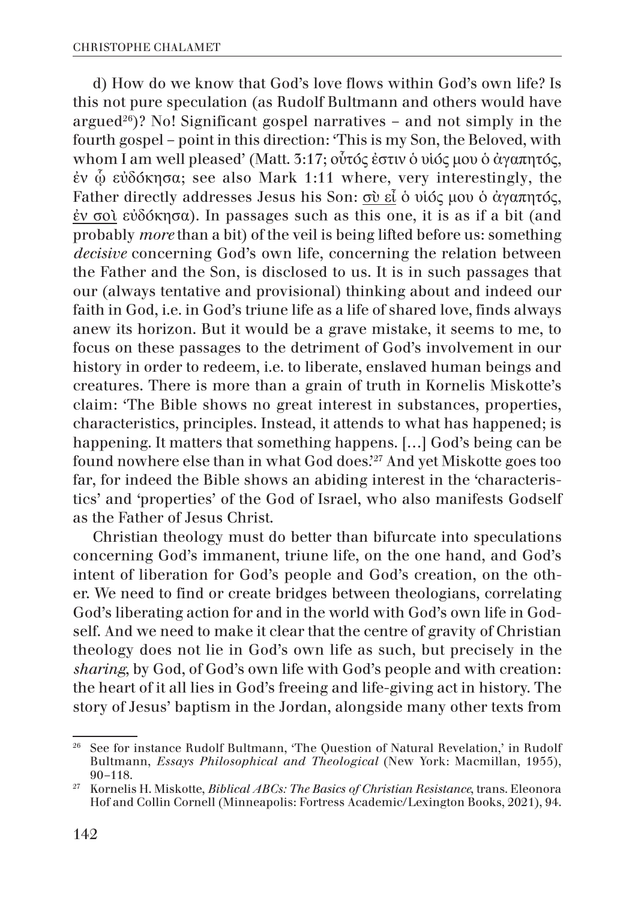d) How do we know that God's love flows within God's own life? Is this not pure speculation (as Rudolf Bultmann and others would have argued[26])? No! Significant gospel narratives – and not simply in the fourth gospel – point in this direction: 'This is my Son, the Beloved, with whom I am well pleased' (Matt. 3:17; οὗτός ἐστιν ὁ υἱός μου ὁ ἀγαπητός, ἐν ᾧ εὐδόκησα; see also Mark 1:11 where, very interestingly, the Father directly addresses Jesus his Son: <u>σὺ εἶ</u> ὁ υἱός μου ὁ ἀγαπητός, <u>ἐν σοὶ</u> εὐδόκησα). In passages such as this one, it is as if a bit (and probably *more* than a bit) of the veil is being lifted before us: something *decisive* concerning God's own life, concerning the relation between the Father and the Son, is disclosed to us. It is in such passages that our (always tentative and provisional) thinking about and indeed our faith in God, i.e. in God's triune life as a life of shared love, finds always anew its horizon. But it would be a grave mistake, it seems to me, to focus on these passages to the detriment of God's involvement in our history in order to redeem, i.e. to liberate, enslaved human beings and creatures. There is more than a grain of truth in Kornelis Miskotte's claim: 'The Bible shows no great interest in substances, properties, characteristics, principles. Instead, it attends to what has happened; is happening. It matters that something happens. […] God's being can be found nowhere else than in what God does.'[27] And yet Miskotte goes too far, for indeed the Bible shows an abiding interest in the 'characteristics' and 'properties' of the God of Israel, who also manifests Godself as the Father of Jesus Christ.

Christian theology must do better than bifurcate into speculations concerning God's immanent, triune life, on the one hand, and God's intent of liberation for God's people and God's creation, on the other. We need to find or create bridges between theologians, correlating God's liberating action for and in the world with God's own life in Godself. And we need to make it clear that the centre of gravity of Christian theology does not lie in God's own life as such, but precisely in the *sharing*, by God, of God's own life with God's people and with creation: the heart of it all lies in God's freeing and life-giving act in history. The story of Jesus' baptism in the Jordan, alongside many other texts from

---

[26] See for instance Rudolf Bultmann, 'The Question of Natural Revelation,' in Rudolf Bultmann, *Essays Philosophical and Theological* (New York: Macmillan, 1955), 90–118.

[27] Kornelis H. Miskotte, *Biblical ABCs: The Basics of Christian Resistance*, trans. Eleonora Hof and Collin Cornell (Minneapolis: Fortress Academic/Lexington Books, 2021), 94.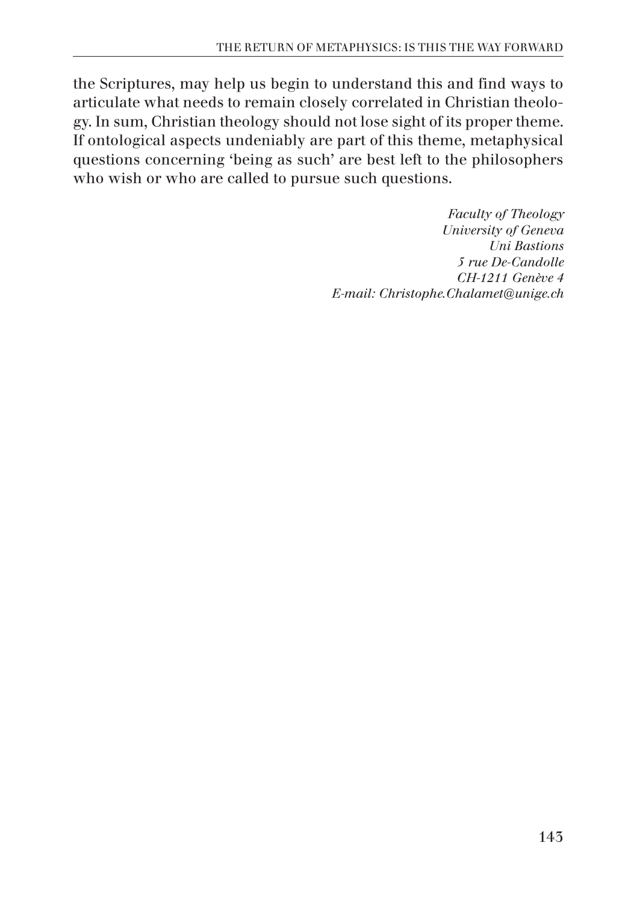the Scriptures, may help us begin to understand this and find ways to articulate what needs to remain closely correlated in Christian theology. In sum, Christian theology should not lose sight of its proper theme. If ontological aspects undeniably are part of this theme, metaphysical questions concerning 'being as such' are best left to the philosophers who wish or who are called to pursue such questions.

*Faculty of Theology*
*University of Geneva*
*Uni Bastions*
*5 rue De-Candolle*
*CH-1211 Genève 4*
*E-mail: Christophe.Chalamet@unige.ch*